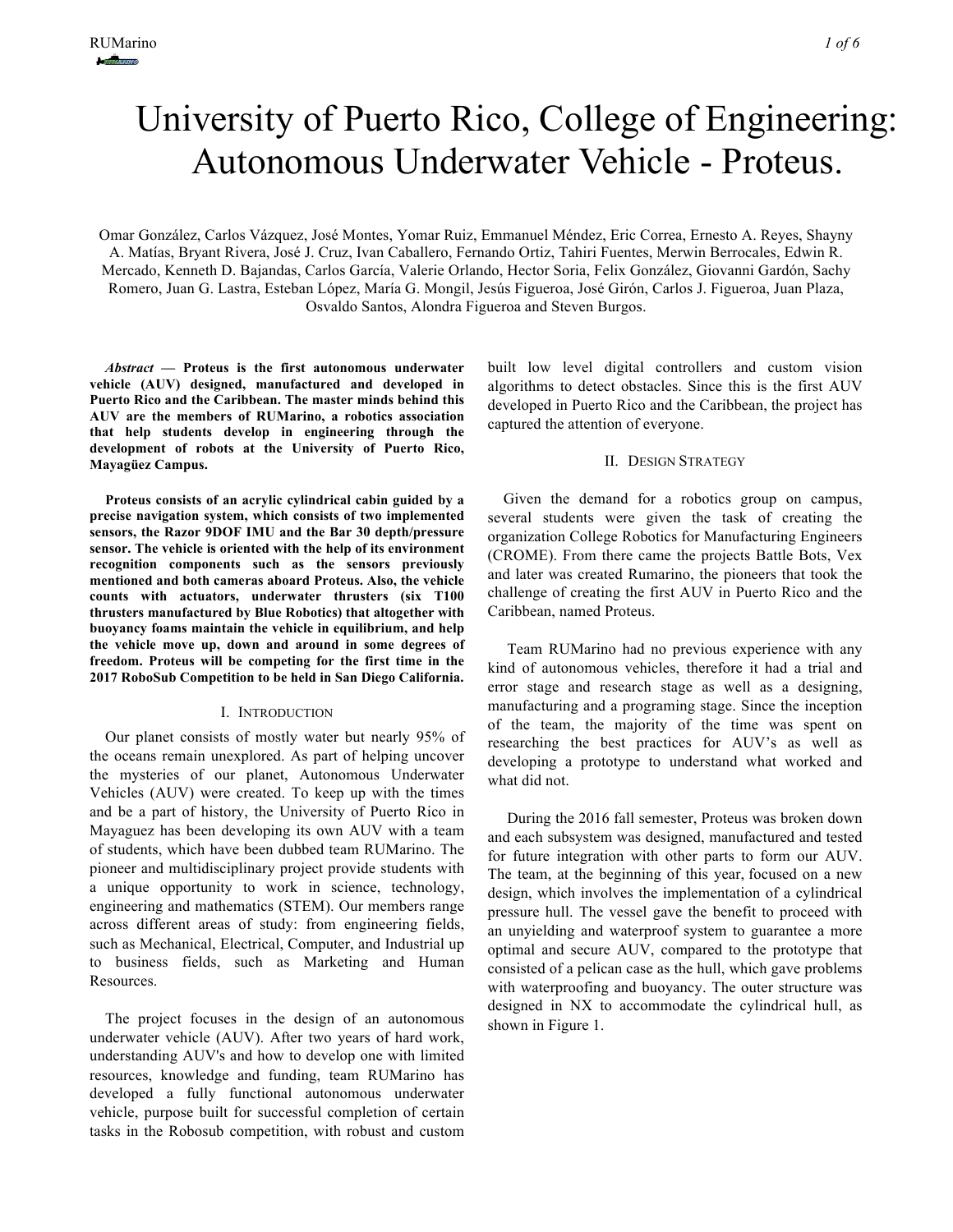# University of Puerto Rico, College of Engineering: Autonomous Underwater Vehicle - Proteus.

Omar González, Carlos Vázquez, José Montes, Yomar Ruiz, Emmanuel Méndez, Eric Correa, Ernesto A. Reyes, Shayny A. Matías, Bryant Rivera, José J. Cruz, Ivan Caballero, Fernando Ortiz, Tahiri Fuentes, Merwin Berrocales, Edwin R. Mercado, Kenneth D. Bajandas, Carlos García, Valerie Orlando, Hector Soria, Felix González, Giovanni Gardón, Sachy Romero, Juan G. Lastra, Esteban López, María G. Mongil, Jesús Figueroa, José Girón, Carlos J. Figueroa, Juan Plaza, Osvaldo Santos, Alondra Figueroa and Steven Burgos.

*Abstract* — **Proteus is the first autonomous underwater vehicle (AUV) designed, manufactured and developed in Puerto Rico and the Caribbean. The master minds behind this AUV are the members of RUMarino, a robotics association that help students develop in engineering through the development of robots at the University of Puerto Rico, Mayagüez Campus.**

**Proteus consists of an acrylic cylindrical cabin guided by a precise navigation system, which consists of two implemented sensors, the Razor 9DOF IMU and the Bar 30 depth/pressure sensor. The vehicle is oriented with the help of its environment recognition components such as the sensors previously mentioned and both cameras aboard Proteus. Also, the vehicle counts with actuators, underwater thrusters (six T100 thrusters manufactured by Blue Robotics) that altogether with buoyancy foams maintain the vehicle in equilibrium, and help the vehicle move up, down and around in some degrees of freedom. Proteus will be competing for the first time in the 2017 RoboSub Competition to be held in San Diego California.**

## I. Introduction

Our planet consists of mostly water but nearly 95% of the oceans remain unexplored. As part of helping uncover the mysteries of our planet, Autonomous Underwater Vehicles (AUV) were created. To keep up with the times and be a part of history, the University of Puerto Rico in Mayaguez has been developing its own AUV with a team of students, which have been dubbed team RUMarino. The pioneer and multidisciplinary project provide students with a unique opportunity to work in science, technology, engineering and mathematics (STEM). Our members range across different areas of study: from engineering fields, such as Mechanical, Electrical, Computer, and Industrial up to business fields, such as Marketing and Human Resources.

The project focuses in the design of an autonomous underwater vehicle (AUV). After two years of hard work, understanding AUV's and how to develop one with limited resources, knowledge and funding, team RUMarino has developed a fully functional autonomous underwater vehicle, purpose built for successful completion of certain tasks in the Robosub competition, with robust and custom built low level digital controllers and custom vision algorithms to detect obstacles. Since this is the first AUV developed in Puerto Rico and the Caribbean, the project has captured the attention of everyone.

## II. Design Strategy

Given the demand for a robotics group on campus, several students were given the task of creating the organization College Robotics for Manufacturing Engineers (CROME). From there came the projects Battle Bots, Vex and later was created Rumarino, the pioneers that took the challenge of creating the first AUV in Puerto Rico and the Caribbean, named Proteus.

Team RUMarino had no previous experience with any kind of autonomous vehicles, therefore it had a trial and error stage and research stage as well as a designing, manufacturing and a programing stage. Since the inception of the team, the majority of the time was spent on researching the best practices for AUV's as well as developing a prototype to understand what worked and what did not.

During the 2016 fall semester, Proteus was broken down and each subsystem was designed, manufactured and tested for future integration with other parts to form our AUV. The team, at the beginning of this year, focused on a new design, which involves the implementation of a cylindrical pressure hull. The vessel gave the benefit to proceed with an unyielding and waterproof system to guarantee a more optimal and secure AUV, compared to the prototype that consisted of a pelican case as the hull, which gave problems with waterproofing and buoyancy. The outer structure was designed in NX to accommodate the cylindrical hull, as shown in Figure 1.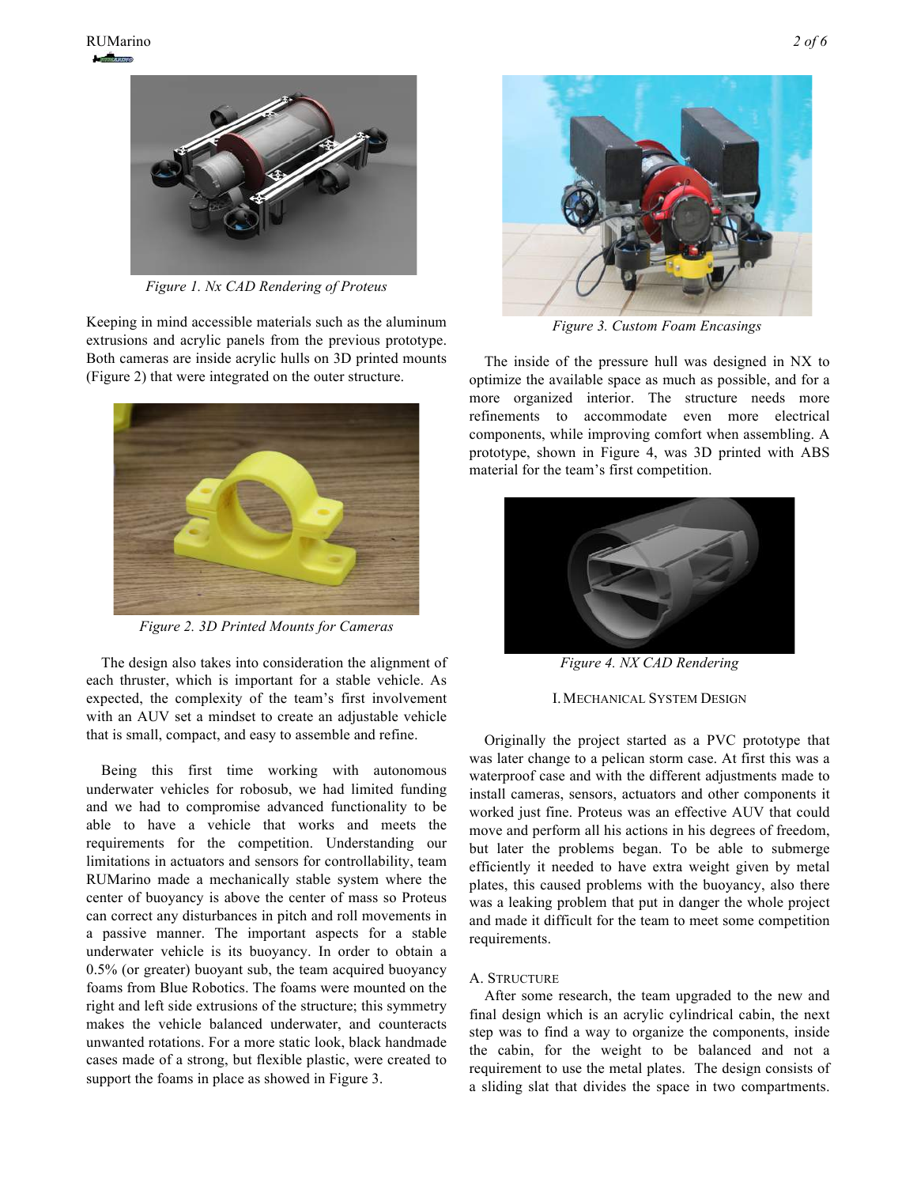Figure 1. Nx CAD Rendering of Proteus

Keeping in mind accessible materials such as the aluminum extrusions and acrylic panels from the previous prototype. Both cameras are inside acrylic hulls on 3D printed mounts (Figure 2) that were integrated on the outer structure.

Figure 2. 3D Printed Mounts for Cameras

The design also takes into consideration the alignment of each thruster, which is important for a stable vehicle. As expected, the complexity of the team's first involvement with an AUV set a mindset to create an adjustable vehicle that is small, compact, and easy to assemble and refine.

Being this first time working with autonomous underwater vehicles for robosub, we had limited funding and we had to compromise advanced functionality to be able to have a vehicle that works and meets the requirements for the competition. Understanding our limitations in actuators and sensors for controllability, team RUMarino made a mechanically stable system where the center of buoyancy is above the center of mass so Proteus can correct any disturbances in pitch and roll movements in a passive manner. The important aspects for a stable underwater vehicle is its buoyancy. In order to obtain a 0.5% (or greater) buoyant sub, the team acquired buoyancy foams from Blue Robotics. The foams were mounted on the right and left side extrusions of the structure; this symmetry makes the vehicle balanced underwater, and counteracts unwanted rotations. For a more static look, black handmade cases made of a strong, but flexible plastic, were created to support the foams in place as showed in Figure 3.

Figure 3. Custom Foam Encasings

The inside of the pressure hull was designed in NX to optimize the available space as much as possible, and for a more organized interior. The structure needs more refinements to accommodate even more electrical components, while improving comfort when assembling. A prototype, shown in Figure 4, was 3D printed with ABS material for the team's first competition.

Figure 4. NX CAD Rendering

## I. Mechanical System Design

Originally the project started as a PVC prototype that was later change to a pelican storm case. At first this was a waterproof case and with the different adjustments made to install cameras, sensors, actuators and other components it worked just fine. Proteus was an effective AUV that could move and perform all his actions in his degrees of freedom, but later the problems began. To be able to submerge efficiently it needed to have extra weight given by metal plates, this caused problems with the buoyancy, also there was a leaking problem that put in danger the whole project and made it difficult for the team to meet some competition requirements.

### A. Structure

After some research, the team upgraded to the new and final design which is an acrylic cylindrical cabin, the next step was to find a way to organize the components, inside the cabin, for the weight to be balanced and not a requirement to use the metal plates. The design consists of a sliding slat that divides the space in two compartments.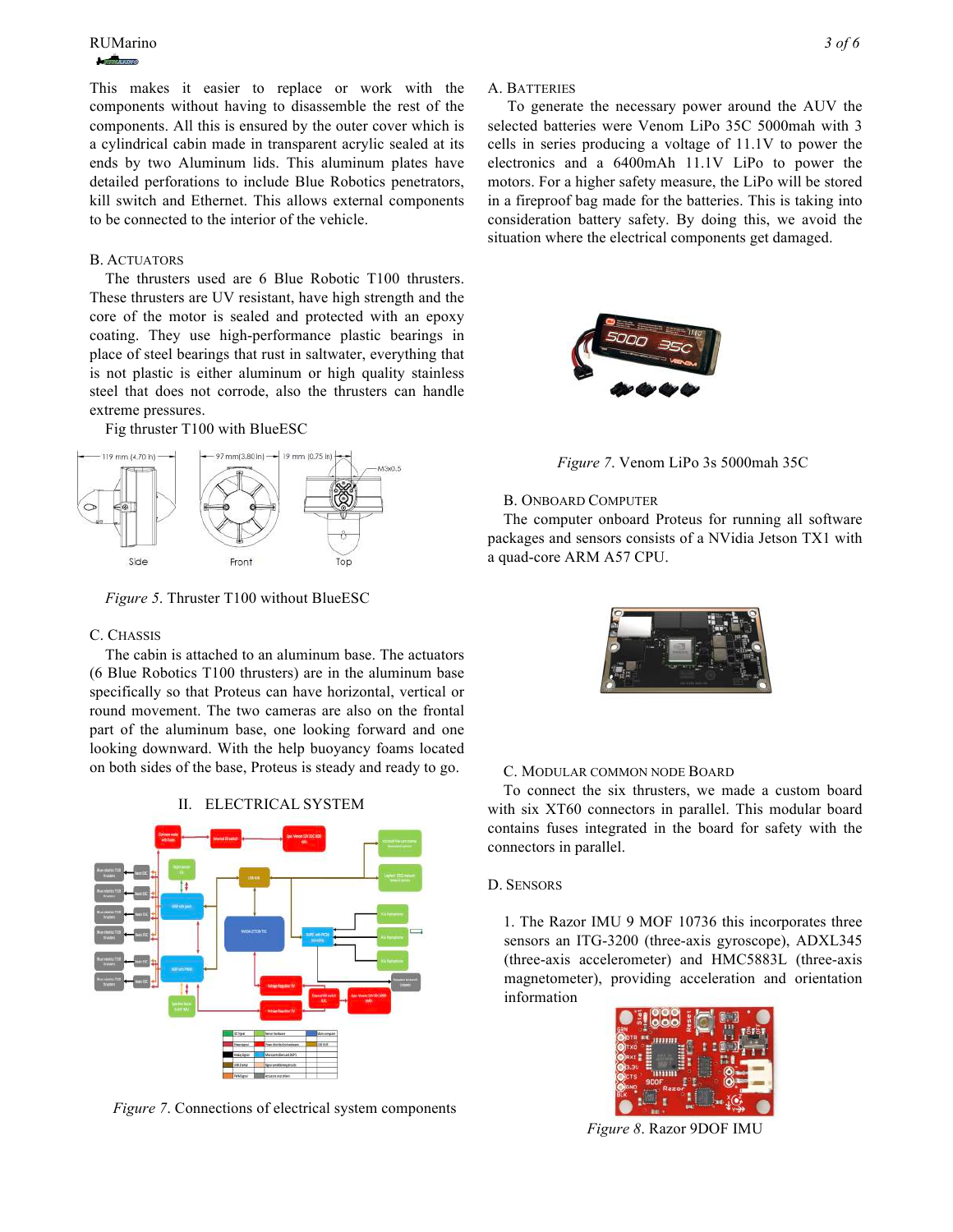This makes it easier to replace or work with the components without having to disassemble the rest of the components. All this is ensured by the outer cover which is a cylindrical cabin made in transparent acrylic sealed at its ends by two Aluminum lids. This aluminum plates have detailed perforations to include Blue Robotics penetrators, kill switch and Ethernet. This allows external components to be connected to the interior of the vehicle.

### B. Actuators

The thrusters used are 6 Blue Robotic T100 thrusters. These thrusters are UV resistant, have high strength and the core of the motor is sealed and protected with an epoxy coating. They use high-performance plastic bearings in place of steel bearings that rust in saltwater, everything that is not plastic is either aluminum or high quality stainless steel that does not corrode, also the thrusters can handle extreme pressures.

Fig thruster T100 with BlueESC

119 mm (4.70 in)
97 mm(3.80 in)
19 mm (0.75 in)
M3x0.5
Side
Front
Top

*Figure 5*. Thruster T100 without BlueESC

### C. Chassis

The cabin is attached to an aluminum base. The actuators (6 Blue Robotics T100 thrusters) are in the aluminum base specifically so that Proteus can have horizontal, vertical or round movement. The two cameras are also on the frontal part of the aluminum base, one looking forward and one looking downward. With the help buoyancy foams located on both sides of the base, Proteus is steady and ready to go.

## II. Electrical System

*Figure 7*. Connections of electrical system components

### A. Batteries

To generate the necessary power around the AUV the selected batteries were Venom LiPo 35C 5000mah with 3 cells in series producing a voltage of 11.1V to power the electronics and a 6400mAh 11.1V LiPo to power the motors. For a higher safety measure, the LiPo will be stored in a fireproof bag made for the batteries. This is taking into consideration battery safety. By doing this, we avoid the situation where the electrical components get damaged.

*Figure 7*. Venom LiPo 3s 5000mah 35C

### B. Onboard Computer

The computer onboard Proteus for running all software packages and sensors consists of a NVidia Jetson TX1 with a quad-core ARM A57 CPU.

### C. Modular common node Board

To connect the six thrusters, we made a custom board with six XT60 connectors in parallel. This modular board contains fuses integrated in the board for safety with the connectors in parallel.

### D. Sensors

1. The Razor IMU 9 MOF 10736 this incorporates three sensors an ITG-3200 (three-axis gyroscope), ADXL345 (three-axis accelerometer) and HMC5883L (three-axis magnetometer), providing acceleration and orientation information

*Figure 8*. Razor 9DOF IMU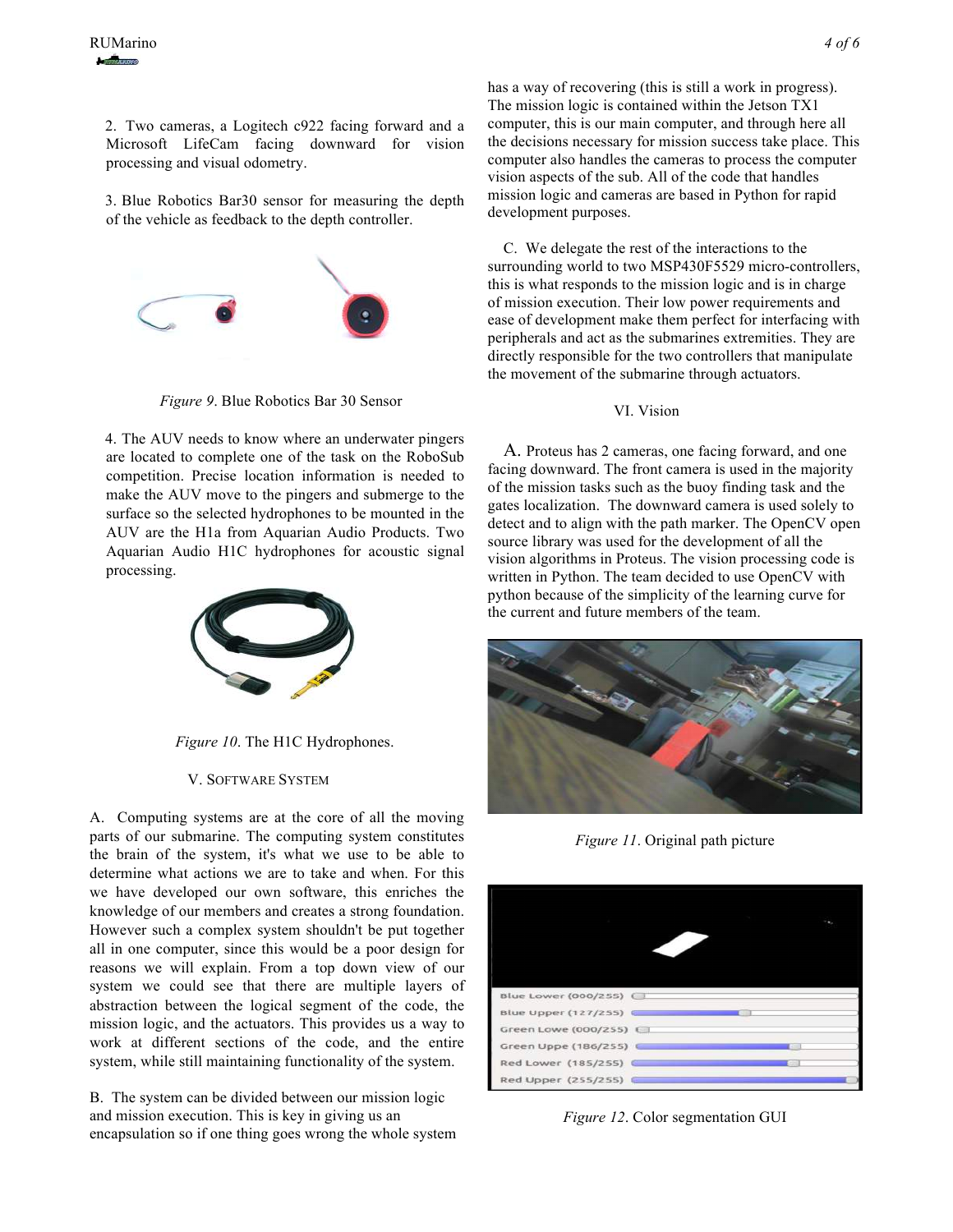2. Two cameras, a Logitech c922 facing forward and a Microsoft LifeCam facing downward for vision processing and visual odometry.

3. Blue Robotics Bar30 sensor for measuring the depth of the vehicle as feedback to the depth controller.

*Figure 9*. Blue Robotics Bar 30 Sensor

4. The AUV needs to know where an underwater pingers are located to complete one of the task on the RoboSub competition. Precise location information is needed to make the AUV move to the pingers and submerge to the surface so the selected hydrophones to be mounted in the AUV are the H1a from Aquarian Audio Products. Two Aquarian Audio H1C hydrophones for acoustic signal processing.

*Figure 10*. The H1C Hydrophones.

## V. Software System

A. Computing systems are at the core of all the moving parts of our submarine. The computing system constitutes the brain of the system, it's what we use to be able to determine what actions we are to take and when. For this we have developed our own software, this enriches the knowledge of our members and creates a strong foundation. However such a complex system shouldn't be put together all in one computer, since this would be a poor design for reasons we will explain. From a top down view of our system we could see that there are multiple layers of abstraction between the logical segment of the code, the mission logic, and the actuators. This provides us a way to work at different sections of the code, and the entire system, while still maintaining functionality of the system.

B. The system can be divided between our mission logic and mission execution. This is key in giving us an encapsulation so if one thing goes wrong the whole system has a way of recovering (this is still a work in progress). The mission logic is contained within the Jetson TX1 computer, this is our main computer, and through here all the decisions necessary for mission success take place. This computer also handles the cameras to process the computer vision aspects of the sub. All of the code that handles mission logic and cameras are based in Python for rapid development purposes.

C. We delegate the rest of the interactions to the surrounding world to two MSP430F5529 micro-controllers, this is what responds to the mission logic and is in charge of mission execution. Their low power requirements and ease of development make them perfect for interfacing with peripherals and act as the submarines extremities. They are directly responsible for the two controllers that manipulate the movement of the submarine through actuators.

## VI. Vision

A. Proteus has 2 cameras, one facing forward, and one facing downward. The front camera is used in the majority of the mission tasks such as the buoy finding task and the gates localization. The downward camera is used solely to detect and to align with the path marker. The OpenCV open source library was used for the development of all the vision algorithms in Proteus. The vision processing code is written in Python. The team decided to use OpenCV with python because of the simplicity of the learning curve for the current and future members of the team.

*Figure 11*. Original path picture

Blue Lower (000/255)
Blue Upper (127/255)
Green Lowe (000/255)
Green Uppe (186/255)
Red Lower (185/255)
Red Upper (255/255)

*Figure 12*. Color segmentation GUI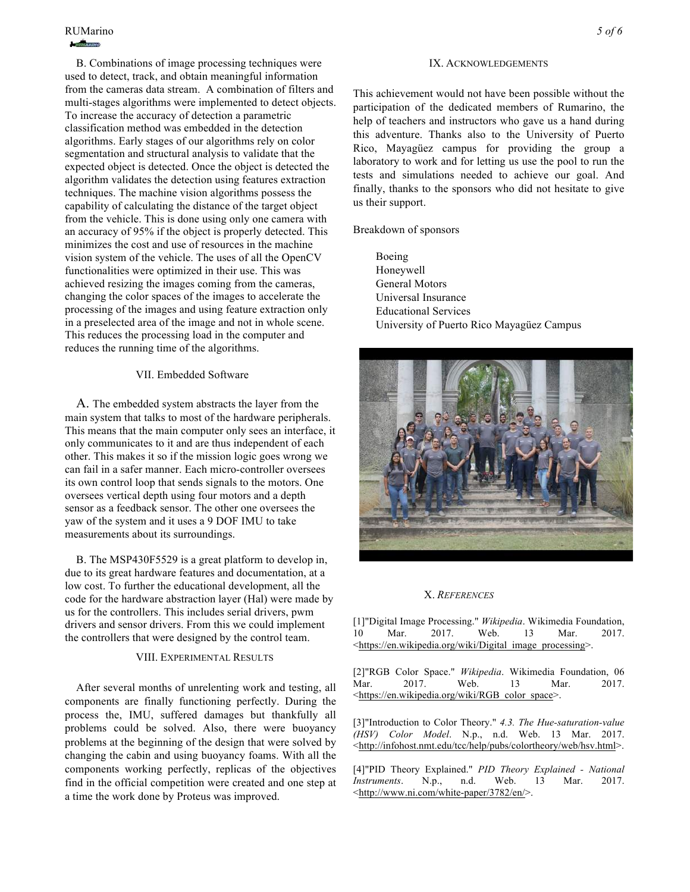B. Combinations of image processing techniques were used to detect, track, and obtain meaningful information from the cameras data stream. A combination of filters and multi-stages algorithms were implemented to detect objects. To increase the accuracy of detection a parametric classification method was embedded in the detection algorithms. Early stages of our algorithms rely on color segmentation and structural analysis to validate that the expected object is detected. Once the object is detected the algorithm validates the detection using features extraction techniques. The machine vision algorithms possess the capability of calculating the distance of the target object from the vehicle. This is done using only one camera with an accuracy of 95% if the object is properly detected. This minimizes the cost and use of resources in the machine vision system of the vehicle. The uses of all the OpenCV functionalities were optimized in their use. This was achieved resizing the images coming from the cameras, changing the color spaces of the images to accelerate the processing of the images and using feature extraction only in a preselected area of the image and not in whole scene. This reduces the processing load in the computer and reduces the running time of the algorithms.

## VII. Embedded Software

A. The embedded system abstracts the layer from the main system that talks to most of the hardware peripherals. This means that the main computer only sees an interface, it only communicates to it and are thus independent of each other. This makes it so if the mission logic goes wrong we can fail in a safer manner. Each micro-controller oversees its own control loop that sends signals to the motors. One oversees vertical depth using four motors and a depth sensor as a feedback sensor. The other one oversees the yaw of the system and it uses a 9 DOF IMU to take measurements about its surroundings.

B. The MSP430F5529 is a great platform to develop in, due to its great hardware features and documentation, at a low cost. To further the educational development, all the code for the hardware abstraction layer (Hal) were made by us for the controllers. This includes serial drivers, pwm drivers and sensor drivers. From this we could implement the controllers that were designed by the control team.

## VIII. Experimental Results

After several months of unrelenting work and testing, all components are finally functioning perfectly. During the process the, IMU, suffered damages but thankfully all problems could be solved. Also, there were buoyancy problems at the beginning of the design that were solved by changing the cabin and using buoyancy foams. With all the components working perfectly, replicas of the objectives find in the official competition were created and one step at a time the work done by Proteus was improved.

## IX. Acknowledgements

This achievement would not have been possible without the participation of the dedicated members of Rumarino, the help of teachers and instructors who gave us a hand during this adventure. Thanks also to the University of Puerto Rico, Mayagüez campus for providing the group a laboratory to work and for letting us use the pool to run the tests and simulations needed to achieve our goal. And finally, thanks to the sponsors who did not hesitate to give us their support.

Breakdown of sponsors

- Boeing
- Honeywell
- General Motors
- Universal Insurance
- Educational Services
- University of Puerto Rico Mayagüez Campus

## X. *References*

[1]"Digital Image Processing." *Wikipedia*. Wikimedia Foundation, 10 Mar. 2017. Web. 13 Mar. 2017. <https://en.wikipedia.org/wiki/Digital_image_processing>.

[2]"RGB Color Space." *Wikipedia*. Wikimedia Foundation, 06 Mar. 2017. Web. 13 Mar. 2017. <https://en.wikipedia.org/wiki/RGB_color_space>.

[3]"Introduction to Color Theory." *4.3. The Hue-saturation-value (HSV) Color Model*. N.p., n.d. Web. 13 Mar. 2017. <http://infohost.nmt.edu/tcc/help/pubs/colortheory/web/hsv.html>.

[4]"PID Theory Explained." *PID Theory Explained - National Instruments*. N.p., n.d. Web. 13 Mar. 2017. <http://www.ni.com/white-paper/3782/en/>.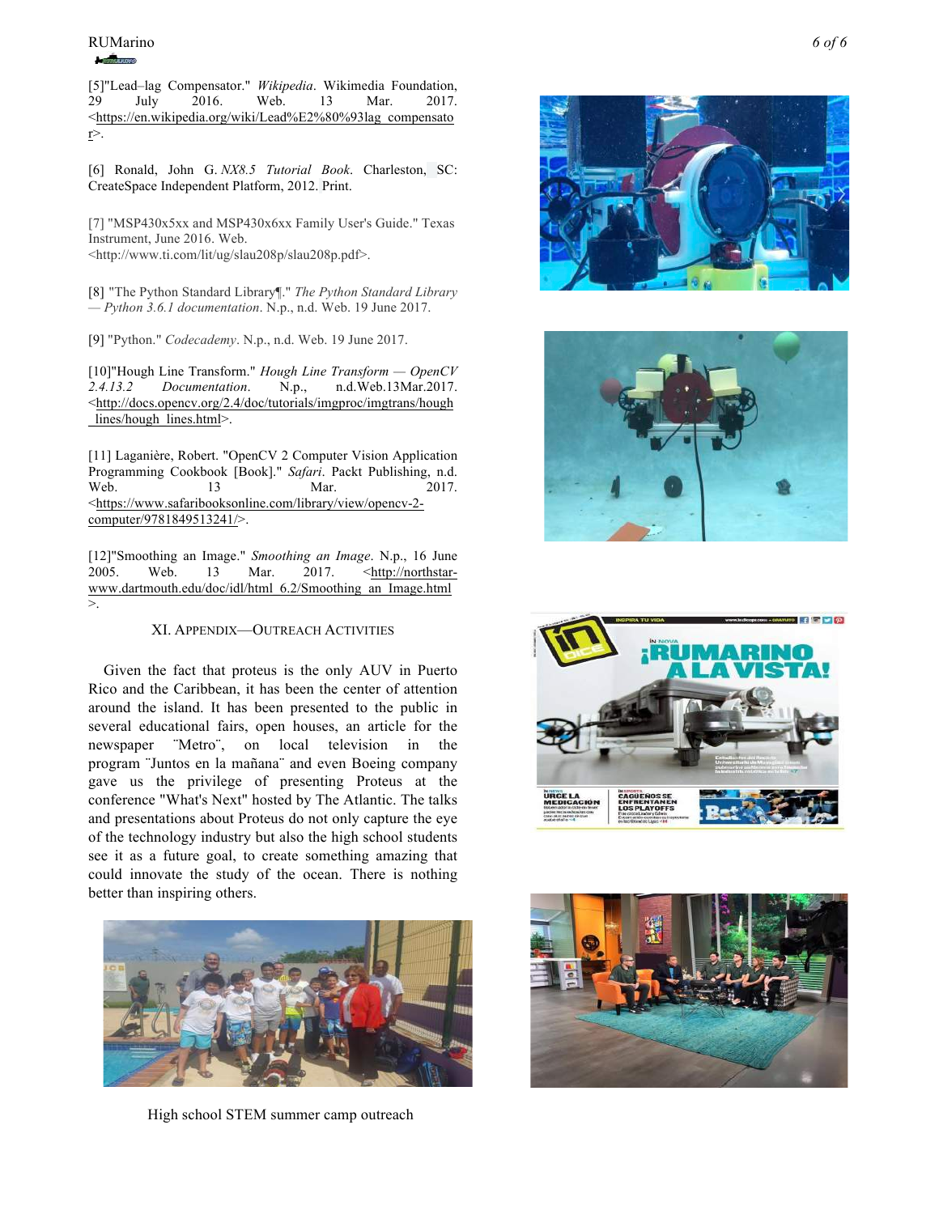[5]"Lead–lag Compensator." *Wikipedia*. Wikimedia Foundation, 29 July 2016. Web. 13 Mar. 2017. <https://en.wikipedia.org/wiki/Lead%E2%80%93lag_compensator>.

[6] Ronald, John G. *NX8.5 Tutorial Book*. Charleston, SC: CreateSpace Independent Platform, 2012. Print.

[7] "MSP430x5xx and MSP430x6xx Family User's Guide." Texas Instrument, June 2016. Web. <http://www.ti.com/lit/ug/slau208p/slau208p.pdf>.

[8] "The Python Standard Library¶." *The Python Standard Library — Python 3.6.1 documentation*. N.p., n.d. Web. 19 June 2017.

[9] "Python." *Codecademy*. N.p., n.d. Web. 19 June 2017.

[10]"Hough Line Transform." *Hough Line Transform — OpenCV 2.4.13.2 Documentation*. N.p., n.d.Web.13Mar.2017. <http://docs.opencv.org/2.4/doc/tutorials/imgproc/imgtrans/hough_lines/hough_lines.html>.

[11] Laganière, Robert. "OpenCV 2 Computer Vision Application Programming Cookbook [Book]." *Safari*. Packt Publishing, n.d. Web. 13 Mar. 2017. <https://www.safaribooksonline.com/library/view/opencv-2-computer/9781849513241/>.

[12]"Smoothing an Image." *Smoothing an Image*. N.p., 16 June 2005. Web. 13 Mar. 2017. <http://northstar-www.dartmouth.edu/doc/idl/html_6.2/Smoothing_an_Image.html>.

## XI. Appendix—Outreach Activities

Given the fact that proteus is the only AUV in Puerto Rico and the Caribbean, it has been the center of attention around the island. It has been presented to the public in several educational fairs, open houses, an article for the newspaper ¨Metro¨, on local television in the program ¨Juntos en la mañana¨ and even Boeing company gave us the privilege of presenting Proteus at the conference "What's Next" hosted by The Atlantic. The talks and presentations about Proteus do not only capture the eye of the technology industry but also the high school students see it as a future goal, to create something amazing that could innovate the study of the ocean. There is nothing better than inspiring others.

High school STEM summer camp outreach